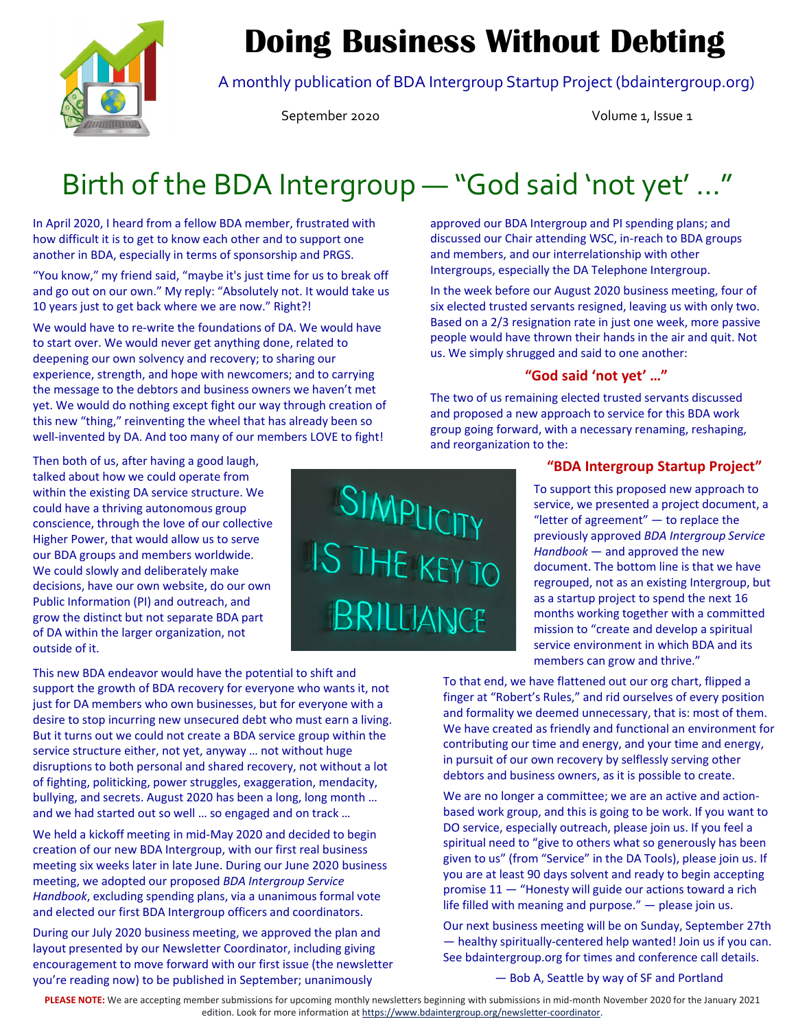# Doing Business Without Debting

A monthly publication of BDA Intergroup Startup Project (bdaintergroup.org)

September 2020 Volume 1, Issue 1

## Birth of the BDA Intergroup — "God said 'not yet' …"

In April 2020, I heard from a fellow BDA member, frustrated with how difficult it is to get to know each other and to support one another in BDA, especially in terms of sponsorship and PRGS.

"You know," my friend said, "maybe it's just time for us to break off and go out on our own." My reply: "Absolutely not. It would take us 10 years just to get back where we are now." Right?!

We would have to re-write the foundations of DA. We would have to start over. We would never get anything done, related to deepening our own solvency and recovery; to sharing our experience, strength, and hope with newcomers; and to carrying the message to the debtors and business owners we haven't met yet. We would do nothing except fight our way through creation of this new "thing," reinventing the wheel that has already been so well-invented by DA. And too many of our members LOVE to fight!

Then both of us, after having a good laugh, talked about how we could operate from within the existing DA service structure. We could have a thriving autonomous group conscience, through the love of our collective Higher Power, that would allow us to serve our BDA groups and members worldwide. We could slowly and deliberately make decisions, have our own website, do our own Public Information (PI) and outreach, and grow the distinct but not separate BDA part of DA within the larger organization, not outside of it.

SIMPLICITY IS THE KEY TO BRILLIANCE

This new BDA endeavor would have the potential to shift and support the growth of BDA recovery for everyone who wants it, not just for DA members who own businesses, but for everyone with a desire to stop incurring new unsecured debt who must earn a living. But it turns out we could not create a BDA service group within the service structure either, not yet, anyway … not without huge disruptions to both personal and shared recovery, not without a lot of fighting, politicking, power struggles, exaggeration, mendacity, bullying, and secrets. August 2020 has been a long, long month … and we had started out so well … so engaged and on track …

We held a kickoff meeting in mid-May 2020 and decided to begin creation of our new BDA Intergroup, with our first real business meeting six weeks later in late June. During our June 2020 business meeting, we adopted our proposed *BDA Intergroup Service Handbook*, excluding spending plans, via a unanimous formal vote and elected our first BDA Intergroup officers and coordinators.

During our July 2020 business meeting, we approved the plan and layout presented by our Newsletter Coordinator, including giving encouragement to move forward with our first issue (the newsletter you're reading now) to be published in September; unanimously approved our BDA Intergroup and PI spending plans; and discussed our Chair attending WSC, in-reach to BDA groups and members, and our interrelationship with other Intergroups, especially the DA Telephone Intergroup.

In the week before our August 2020 business meeting, four of six elected trusted servants resigned, leaving us with only two. Based on a 2/3 resignation rate in just one week, more passive people would have thrown their hands in the air and quit. Not us. We simply shrugged and said to one another:

**"God said 'not yet' …"**

The two of us remaining elected trusted servants discussed and proposed a new approach to service for this BDA work group going forward, with a necessary renaming, reshaping, and reorganization to the:

**"BDA Intergroup Startup Project"**

To support this proposed new approach to service, we presented a project document, a "letter of agreement" — to replace the previously approved *BDA Intergroup Service Handbook* — and approved the new document. The bottom line is that we have regrouped, not as an existing Intergroup, but as a startup project to spend the next 16 months working together with a committed mission to "create and develop a spiritual service environment in which BDA and its members can grow and thrive."

To that end, we have flattened out our org chart, flipped a finger at "Robert's Rules," and rid ourselves of every position and formality we deemed unnecessary, that is: most of them. We have created as friendly and functional an environment for contributing our time and energy, and your time and energy, in pursuit of our own recovery by selflessly serving other debtors and business owners, as it is possible to create.

We are no longer a committee; we are an active and action-based work group, and this is going to be work. If you want to DO service, especially outreach, please join us. If you feel a spiritual need to "give to others what so generously has been given to us" (from "Service" in the DA Tools), please join us. If you are at least 90 days solvent and ready to begin accepting promise 11 — "Honesty will guide our actions toward a rich life filled with meaning and purpose." — please join us.

Our next business meeting will be on Sunday, September 27th — healthy spiritually-centered help wanted! Join us if you can. See bdaintergroup.org for times and conference call details.

— Bob A, Seattle by way of SF and Portland

**PLEASE NOTE:** We are accepting member submissions for upcoming monthly newsletters beginning with submissions in mid-month November 2020 for the January 2021 edition. Look for more information at https://www.bdaintergroup.org/newsletter-coordinator.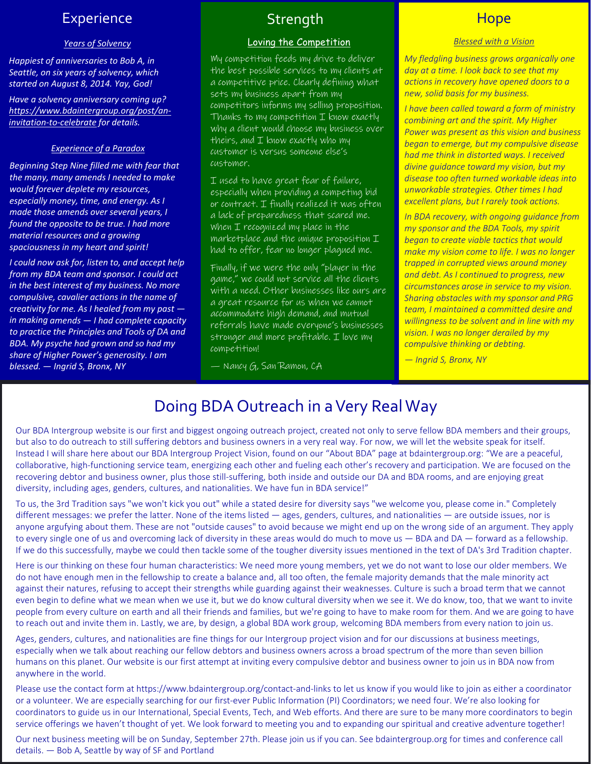## Experience

### *Years of Solvency*

*Happiest of anniversaries to Bob A, in Seattle, on six years of solvency, which started on August 8, 2014. Yay, God!*

*Have a solvency anniversary coming up? https://www.bdaintergroup.org/post/an-invitation-to-celebrate for details.*

### *Experience of a Paradox*

*Beginning Step Nine filled me with fear that the many, many amends I needed to make would forever deplete my resources, especially money, time, and energy. As I made those amends over several years, I found the opposite to be true. I had more material resources and a growing spaciousness in my heart and spirit!*

*I could now ask for, listen to, and accept help from my BDA team and sponsor. I could act in the best interest of my business. No more compulsive, cavalier actions in the name of creativity for me. As I healed from my past — in making amends — I had complete capacity to practice the Principles and Tools of DA and BDA. My psyche had grown and so had my share of Higher Power's generosity. I am blessed. — Ingrid S, Bronx, NY*

## Strength

### Loving the Competition

My competition feeds my drive to deliver the best possible services to my clients at a competitive price. Clearly defining what sets my business apart from my competitors informs my selling proposition. Thanks to my competition I know exactly why a client would choose my business over theirs, and I know exactly who my customer is versus someone else's customer.

I used to have great fear of failure, especially when providing a competing bid or contract. I finally realized it was often a lack of preparedness that scared me. When I recognized my place in the marketplace and the unique proposition I had to offer, fear no longer plagued me.

Finally, if we were the only "player in the game," we could not service all the clients with a need. Other businesses like ours are a great resource for us when we cannot accommodate high demand, and mutual referrals have made everyone's businesses stronger and more profitable. I love my competition!

— Nancy G, San Ramon, CA

## Hope

### *Blessed with a Vision*

*My fledgling business grows organically one day at a time. I look back to see that my actions in recovery have opened doors to a new, solid basis for my business.*

*I have been called toward a form of ministry combining art and the spirit. My Higher Power was present as this vision and business began to emerge, but my compulsive disease had me think in distorted ways. I received divine guidance toward my vision, but my disease too often turned workable ideas into unworkable strategies. Other times I had excellent plans, but I rarely took actions.*

*In BDA recovery, with ongoing guidance from my sponsor and the BDA Tools, my spirit began to create viable tactics that would make my vision come to life. I was no longer trapped in corrupted views around money and debt. As I continued to progress, new circumstances arose in service to my vision. Sharing obstacles with my sponsor and PRG team, I maintained a committed desire and willingness to be solvent and in line with my vision. I was no longer derailed by my compulsive thinking or debting.*

*— Ingrid S, Bronx, NY*

## Doing BDA Outreach in a Very Real Way

Our BDA Intergroup website is our first and biggest ongoing outreach project, created not only to serve fellow BDA members and their groups, but also to do outreach to still suffering debtors and business owners in a very real way. For now, we will let the website speak for itself. Instead I will share here about our BDA Intergroup Project Vision, found on our "About BDA" page at bdaintergroup.org: "We are a peaceful, collaborative, high-functioning service team, energizing each other and fueling each other's recovery and participation. We are focused on the recovering debtor and business owner, plus those still-suffering, both inside and outside our DA and BDA rooms, and are enjoying great diversity, including ages, genders, cultures, and nationalities. We have fun in BDA service!"

To us, the 3rd Tradition says "we won't kick you out" while a stated desire for diversity says "we welcome you, please come in." Completely different messages: we prefer the latter. None of the items listed — ages, genders, cultures, and nationalities — are outside issues, nor is anyone argufying about them. These are not "outside causes" to avoid because we might end up on the wrong side of an argument. They apply to every single one of us and overcoming lack of diversity in these areas would do much to move us — BDA and DA — forward as a fellowship. If we do this successfully, maybe we could then tackle some of the tougher diversity issues mentioned in the text of DA's 3rd Tradition chapter.

Here is our thinking on these four human characteristics: We need more young members, yet we do not want to lose our older members. We do not have enough men in the fellowship to create a balance and, all too often, the female majority demands that the male minority act against their natures, refusing to accept their strengths while guarding against their weaknesses. Culture is such a broad term that we cannot even begin to define what we mean when we use it, but we do know cultural diversity when we see it. We do know, too, that we want to invite people from every culture on earth and all their friends and families, but we're going to have to make room for them. And we are going to have to reach out and invite them in. Lastly, we are, by design, a global BDA work group, welcoming BDA members from every nation to join us.

Ages, genders, cultures, and nationalities are fine things for our Intergroup project vision and for our discussions at business meetings, especially when we talk about reaching our fellow debtors and business owners across a broad spectrum of the more than seven billion humans on this planet. Our website is our first attempt at inviting every compulsive debtor and business owner to join us in BDA now from anywhere in the world.

Please use the contact form at https://www.bdaintergroup.org/contact-and-links to let us know if you would like to join as either a coordinator or a volunteer. We are especially searching for our first-ever Public Information (PI) Coordinators; we need four. We're also looking for coordinators to guide us in our International, Special Events, Tech, and Web efforts. And there are sure to be many more coordinators to begin service offerings we haven't thought of yet. We look forward to meeting you and to expanding our spiritual and creative adventure together!

Our next business meeting will be on Sunday, September 27th. Please join us if you can. See bdaintergroup.org for times and conference call details. — Bob A, Seattle by way of SF and Portland